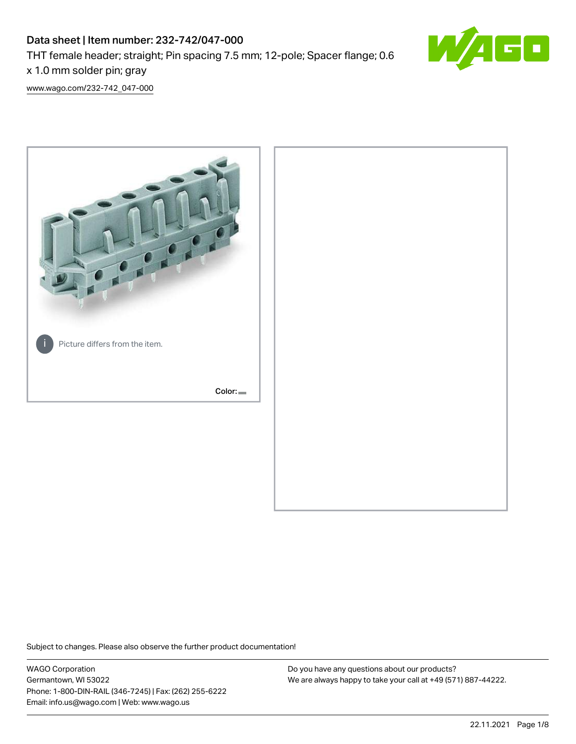# Data sheet | Item number: 232-742/047-000

THT female header; straight; Pin spacing 7.5 mm; 12-pole; Spacer flange; 0.6 x 1.0 mm solder pin; gray

www.wago.com/232-742_047-000

Picture differs from the item.

Color:

Subject to changes. Please also observe the further product documentation!

WAGO Corporation
Germantown, WI 53022
Phone: 1-800-DIN-RAIL (346-7245) | Fax: (262) 255-6222
Email: info.us@wago.com | Web: www.wago.us

Do you have any questions about our products?
We are always happy to take your call at +49 (571) 887-44222.

22.11.2021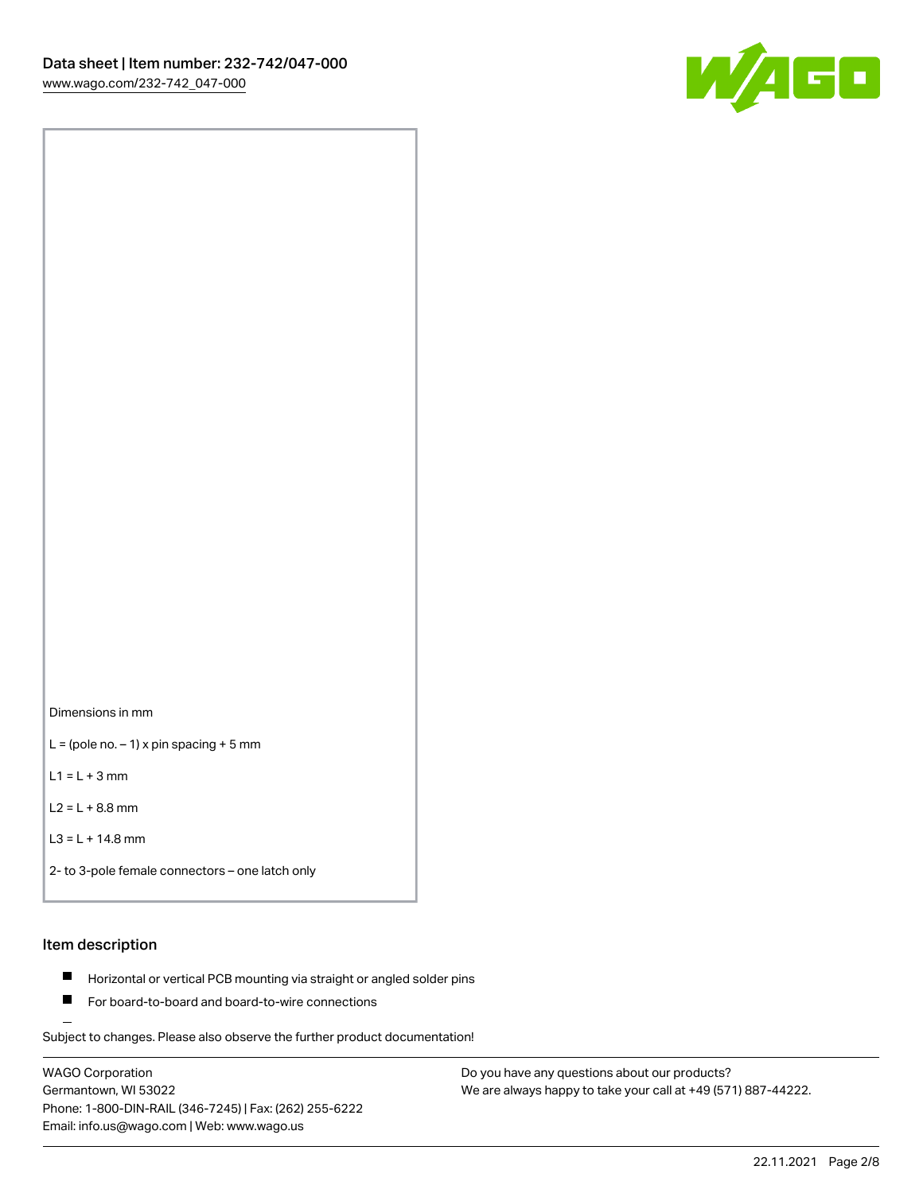Dimensions in mm

L = (pole no. – 1) x pin spacing + 5 mm

L1 = L + 3 mm

L2 = L + 8.8 mm

L3 = L + 14.8 mm

2- to 3-pole female connectors – one latch only

## Item description

- Horizontal or vertical PCB mounting via straight or angled solder pins
- For board-to-board and board-to-wire connections

Subject to changes. Please also observe the further product documentation!

WAGO Corporation
Germantown, WI 53022
Phone: 1-800-DIN-RAIL (346-7245) | Fax: (262) 255-6222
Email: info.us@wago.com | Web: www.wago.us

Do you have any questions about our products?
We are always happy to take your call at +49 (571) 887-44222.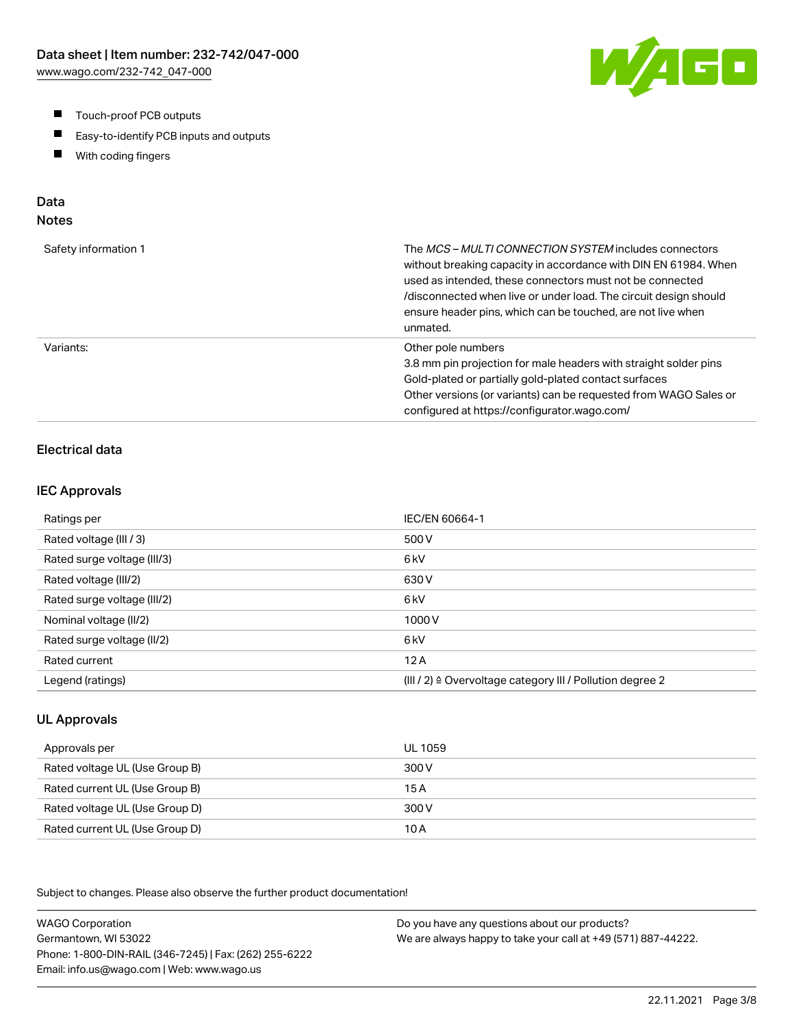- Touch-proof PCB outputs
- Easy-to-identify PCB inputs and outputs
- With coding fingers

## Data
### Notes

| | |
|---|---|
| Safety information 1 | The *MCS – MULTI CONNECTION SYSTEM* includes connectors without breaking capacity in accordance with DIN EN 61984. When used as intended, these connectors must not be connected /disconnected when live or under load. The circuit design should ensure header pins, which can be touched, are not live when unmated. |
| Variants: | Other pole numbers<br>3.8 mm pin projection for male headers with straight solder pins<br>Gold-plated or partially gold-plated contact surfaces<br>Other versions (or variants) can be requested from WAGO Sales or configured at https://configurator.wago.com/ |

### Electrical data

### IEC Approvals

| | |
|---|---|
| Ratings per | IEC/EN 60664-1 |
| Rated voltage (III / 3) | 500 V |
| Rated surge voltage (III/3) | 6 kV |
| Rated voltage (III/2) | 630 V |
| Rated surge voltage (III/2) | 6 kV |
| Nominal voltage (II/2) | 1000 V |
| Rated surge voltage (II/2) | 6 kV |
| Rated current | 12 A |
| Legend (ratings) | (III / 2) ≙ Overvoltage category III / Pollution degree 2 |

### UL Approvals

| | |
|---|---|
| Approvals per | UL 1059 |
| Rated voltage UL (Use Group B) | 300 V |
| Rated current UL (Use Group B) | 15 A |
| Rated voltage UL (Use Group D) | 300 V |
| Rated current UL (Use Group D) | 10 A |

Subject to changes. Please also observe the further product documentation!

WAGO Corporation
Germantown, WI 53022
Phone: 1-800-DIN-RAIL (346-7245) | Fax: (262) 255-6222
Email: info.us@wago.com | Web: www.wago.us

Do you have any questions about our products?
We are always happy to take your call at +49 (571) 887-44222.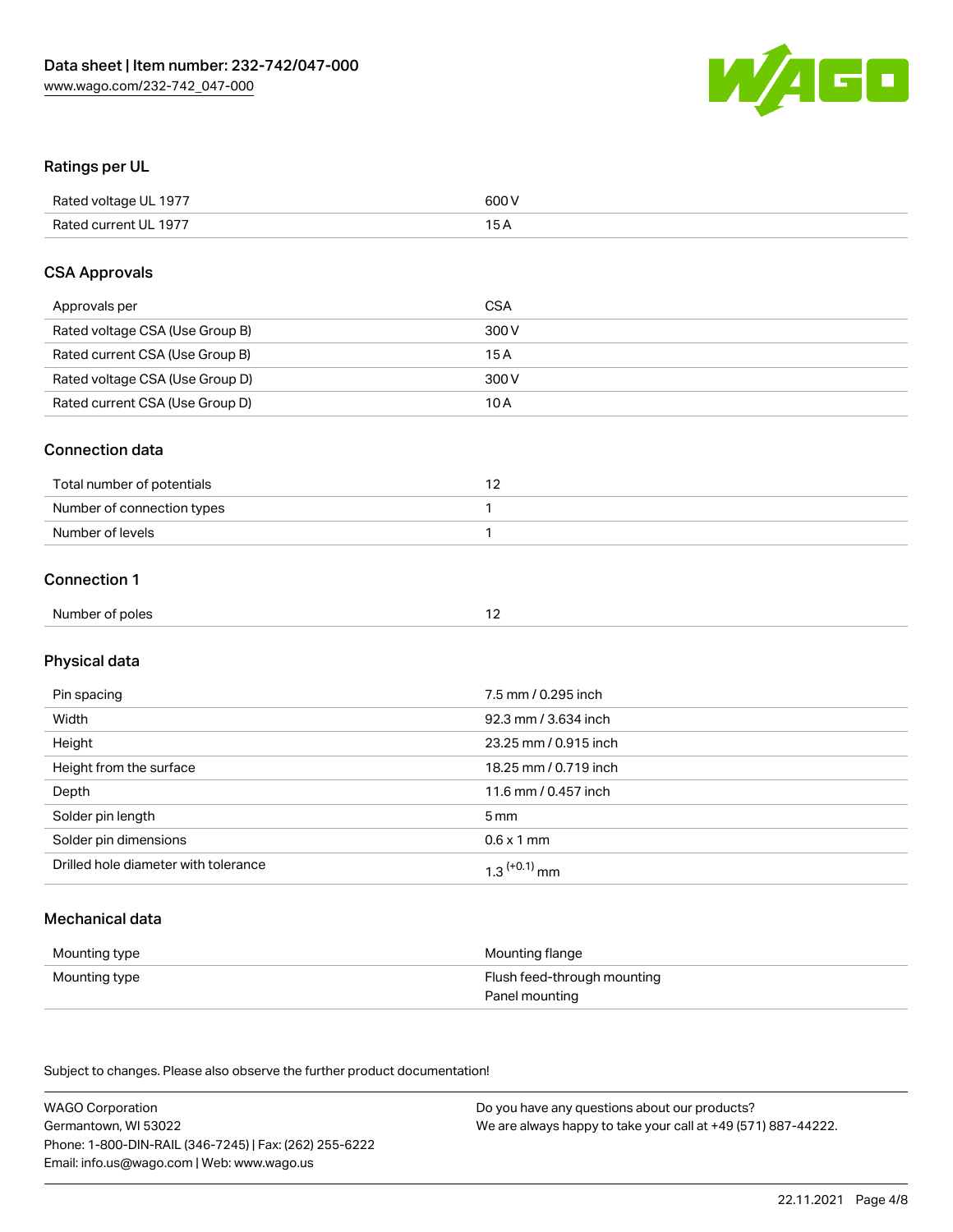## Ratings per UL

| | |
|---|---|
| Rated voltage UL 1977 | 600 V |
| Rated current UL 1977 | 15 A |

## CSA Approvals

| | |
|---|---|
| Approvals per | CSA |
| Rated voltage CSA (Use Group B) | 300 V |
| Rated current CSA (Use Group B) | 15 A |
| Rated voltage CSA (Use Group D) | 300 V |
| Rated current CSA (Use Group D) | 10 A |

## Connection data

| | |
|---|---|
| Total number of potentials | 12 |
| Number of connection types | 1 |
| Number of levels | 1 |

## Connection 1

| | |
|---|---|
| Number of poles | 12 |

## Physical data

| | |
|---|---|
| Pin spacing | 7.5 mm / 0.295 inch |
| Width | 92.3 mm / 3.634 inch |
| Height | 23.25 mm / 0.915 inch |
| Height from the surface | 18.25 mm / 0.719 inch |
| Depth | 11.6 mm / 0.457 inch |
| Solder pin length | 5 mm |
| Solder pin dimensions | 0.6 x 1 mm |
| Drilled hole diameter with tolerance | $1.3^{(+0.1)}$ mm |

## Mechanical data

| | |
|---|---|
| Mounting type | Mounting flange |
| Mounting type | Flush feed-through mounting<br>Panel mounting |

Subject to changes. Please also observe the further product documentation!

WAGO Corporation
Germantown, WI 53022
Phone: 1-800-DIN-RAIL (346-7245) | Fax: (262) 255-6222
Email: info.us@wago.com | Web: www.wago.us

Do you have any questions about our products?
We are always happy to take your call at +49 (571) 887-44222.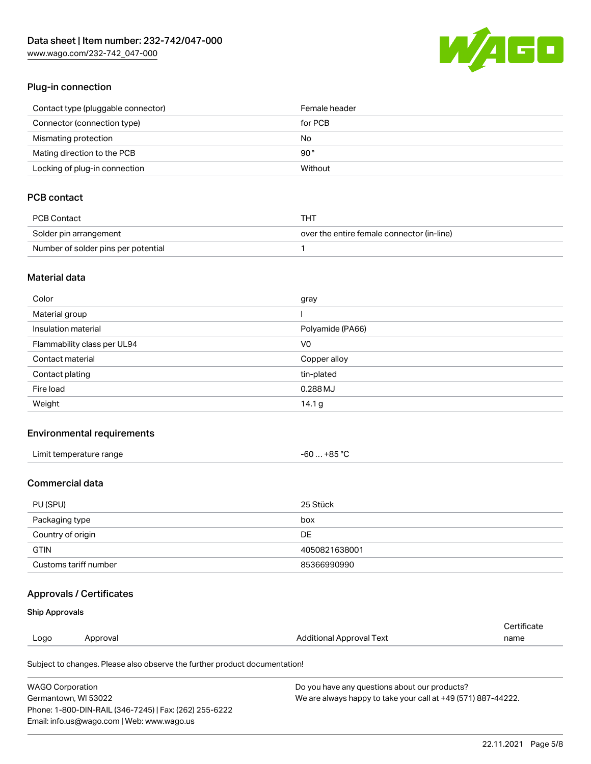## Plug-in connection

| | |
|---|---|
| Contact type (pluggable connector) | Female header |
| Connector (connection type) | for PCB |
| Mismating protection | No |
| Mating direction to the PCB | 90 ° |
| Locking of plug-in connection | Without |

## PCB contact

| | |
|---|---|
| PCB Contact | THT |
| Solder pin arrangement | over the entire female connector (in-line) |
| Number of solder pins per potential | 1 |

## Material data

| | |
|---|---|
| Color | gray |
| Material group | I |
| Insulation material | Polyamide (PA66) |
| Flammability class per UL94 | V0 |
| Contact material | Copper alloy |
| Contact plating | tin-plated |
| Fire load | 0.288 MJ |
| Weight | 14.1 g |

## Environmental requirements

| | |
|---|---|
| Limit temperature range | -60 … +85 °C |

## Commercial data

| | |
|---|---|
| PU (SPU) | 25 Stück |
| Packaging type | box |
| Country of origin | DE |
| GTIN | 4050821638001 |
| Customs tariff number | 85366990990 |

## Approvals / Certificates

### Ship Approvals

| Logo | Approval | Additional Approval Text | Certificate name |
|---|---|---|---|

Subject to changes. Please also observe the further product documentation!

WAGO Corporation
Germantown, WI 53022
Phone: 1-800-DIN-RAIL (346-7245) | Fax: (262) 255-6222
Email: info.us@wago.com | Web: www.wago.us

Do you have any questions about our products?
We are always happy to take your call at +49 (571) 887-44222.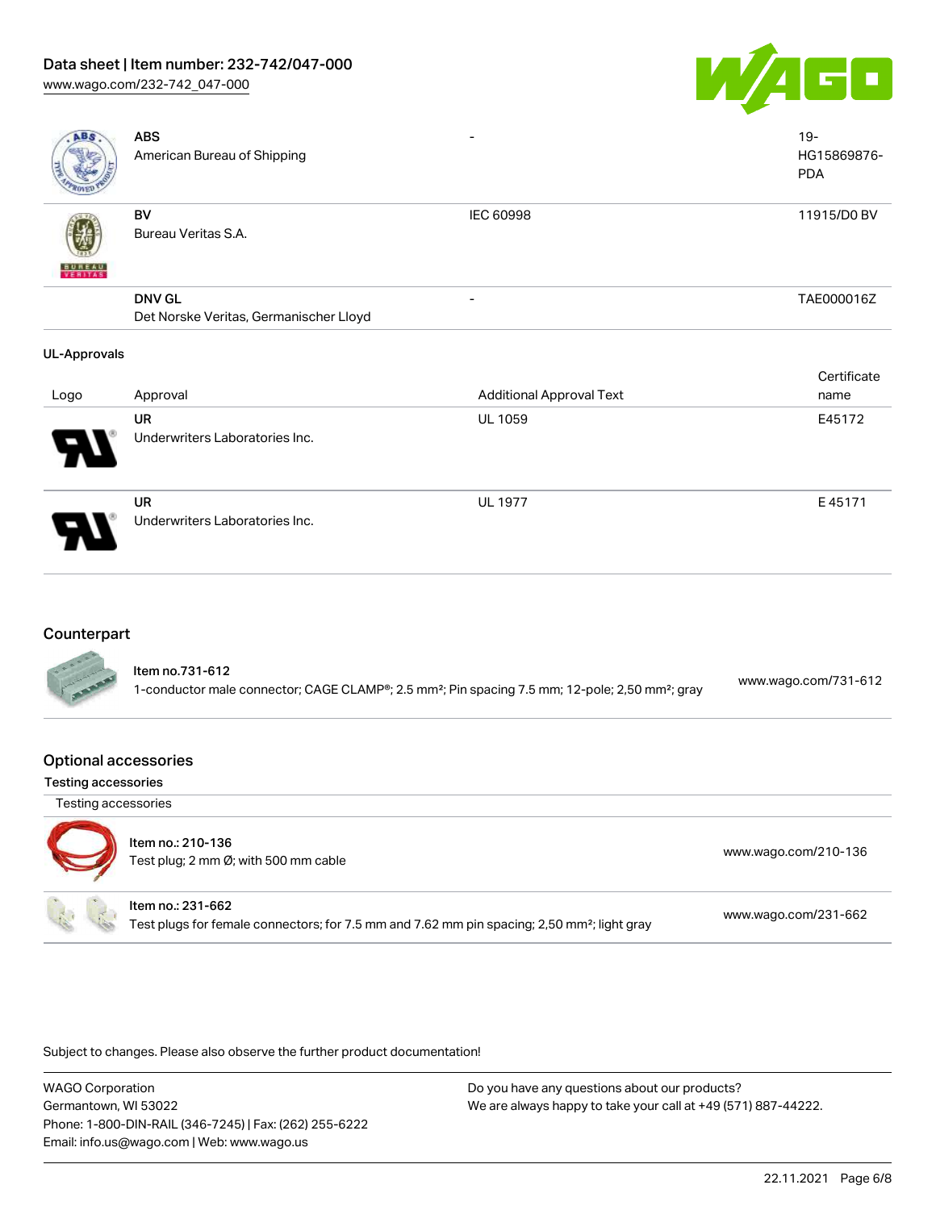| Logo | Approval | Additional Approval Text | Certificate name |
|---|---|---|---|
| | **ABS**<br>American Bureau of Shipping | - | 19-HG15869876-PDA |
| | **BV**<br>Bureau Veritas S.A. | IEC 60998 | 11915/D0 BV |
| | **DNV GL**<br>Det Norske Veritas, Germanischer Lloyd | - | TAE000016Z |

### UL-Approvals

| Logo | Approval | Additional Approval Text | Certificate name |
|---|---|---|---|
| | **UR**<br>Underwriters Laboratories Inc. | UL 1059 | E45172 |
| | **UR**<br>Underwriters Laboratories Inc. | UL 1977 | E 45171 |

## Counterpart

| Item | Link |
|---|---|
| Item no.731-612<br>1-conductor male connector; CAGE CLAMP®; 2.5 mm²; Pin spacing 7.5 mm; 12-pole; 2,50 mm²; gray | www.wago.com/731-612 |

## Optional accessories

### Testing accessories

Testing accessories

| Item | Link |
|---|---|
| Item no.: 210-136<br>Test plug; 2 mm Ø; with 500 mm cable | www.wago.com/210-136 |
| Item no.: 231-662<br>Test plugs for female connectors; for 7.5 mm and 7.62 mm pin spacing; 2,50 mm²; light gray | www.wago.com/231-662 |

Subject to changes. Please also observe the further product documentation!

WAGO Corporation
Germantown, WI 53022
Phone: 1-800-DIN-RAIL (346-7245) | Fax: (262) 255-6222
Email: info.us@wago.com | Web: www.wago.us

Do you have any questions about our products?
We are always happy to take your call at +49 (571) 887-44222.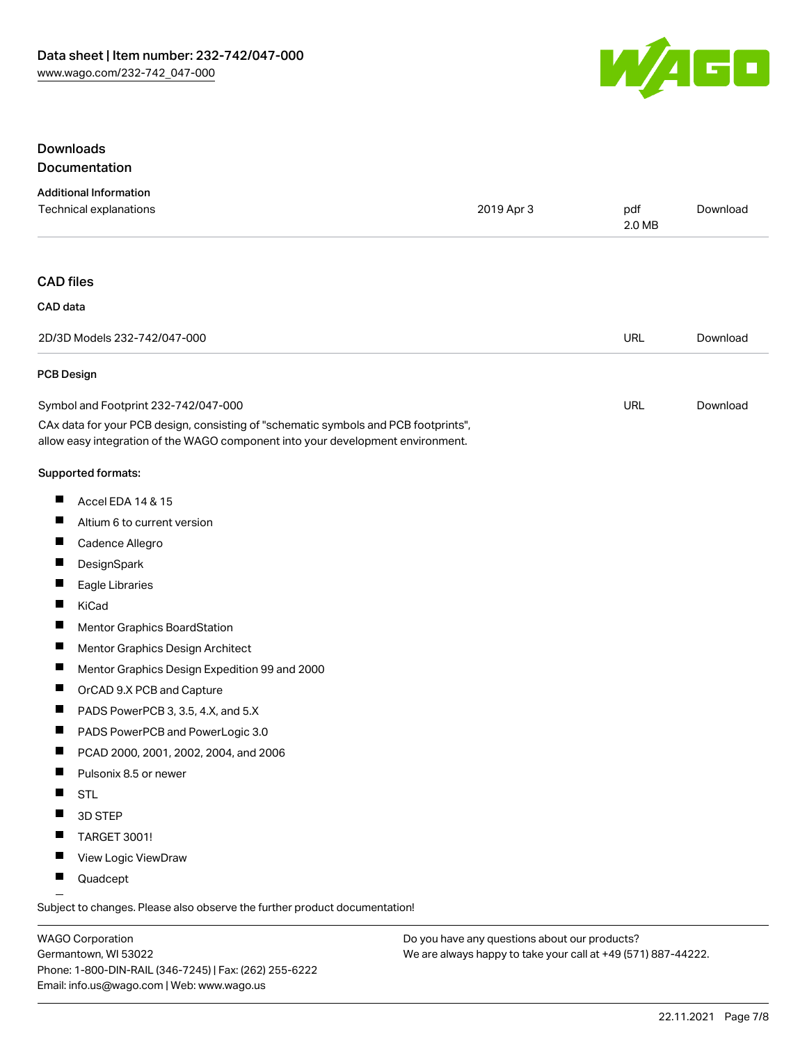## Downloads

### Documentation

**Additional Information**

| Technical explanations | 2019 Apr 3 | pdf 2.0 MB | Download |
| --- | --- | --- | --- |

### CAD files

**CAD data**

| 2D/3D Models 232-742/047-000 | URL | Download |
| --- | --- | --- |

**PCB Design**

| Symbol and Footprint 232-742/047-000 | URL | Download |
| --- | --- | --- |

CAx data for your PCB design, consisting of "schematic symbols and PCB footprints", allow easy integration of the WAGO component into your development environment.

**Supported formats:**

- Accel EDA 14 & 15
- Altium 6 to current version
- Cadence Allegro
- DesignSpark
- Eagle Libraries
- KiCad
- Mentor Graphics BoardStation
- Mentor Graphics Design Architect
- Mentor Graphics Design Expedition 99 and 2000
- OrCAD 9.X PCB and Capture
- PADS PowerPCB 3, 3.5, 4.X, and 5.X
- PADS PowerPCB and PowerLogic 3.0
- PCAD 2000, 2001, 2002, 2004, and 2006
- Pulsonix 8.5 or newer
- STL
- 3D STEP
- TARGET 3001!
- View Logic ViewDraw
- Quadcept

Subject to changes. Please also observe the further product documentation!

WAGO Corporation
Germantown, WI 53022
Phone: 1-800-DIN-RAIL (346-7245) | Fax: (262) 255-6222
Email: info.us@wago.com | Web: www.wago.us

Do you have any questions about our products?
We are always happy to take your call at +49 (571) 887-44222.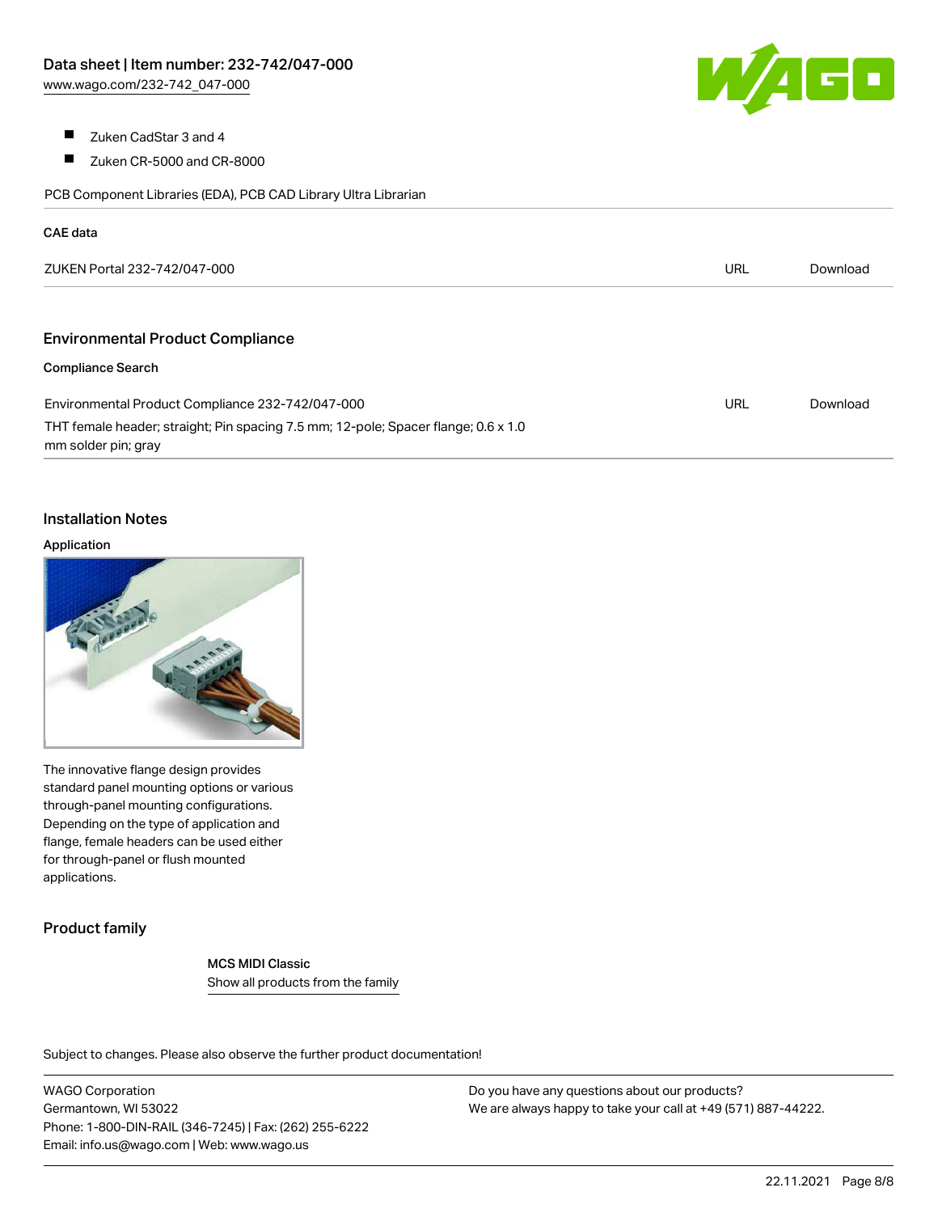- Zuken CadStar 3 and 4
- Zuken CR-5000 and CR-8000

PCB Component Libraries (EDA), PCB CAD Library Ultra Librarian

### CAE data

| | | |
|---|---|---|
| ZUKEN Portal 232-742/047-000 | URL | Download |

## Environmental Product Compliance

### Compliance Search

| | | |
|---|---|---|
| Environmental Product Compliance 232-742/047-000<br>THT female header; straight; Pin spacing 7.5 mm; 12-pole; Spacer flange; 0.6 x 1.0 mm solder pin; gray | URL | Download |

## Installation Notes

### Application

The innovative flange design provides standard panel mounting options or various through-panel mounting configurations. Depending on the type of application and flange, female headers can be used either for through-panel or flush mounted applications.

## Product family

MCS MIDI Classic
Show all products from the family

Subject to changes. Please also observe the further product documentation!

WAGO Corporation
Germantown, WI 53022
Phone: 1-800-DIN-RAIL (346-7245) | Fax: (262) 255-6222
Email: info.us@wago.com | Web: www.wago.us

Do you have any questions about our products?
We are always happy to take your call at +49 (571) 887-44222.